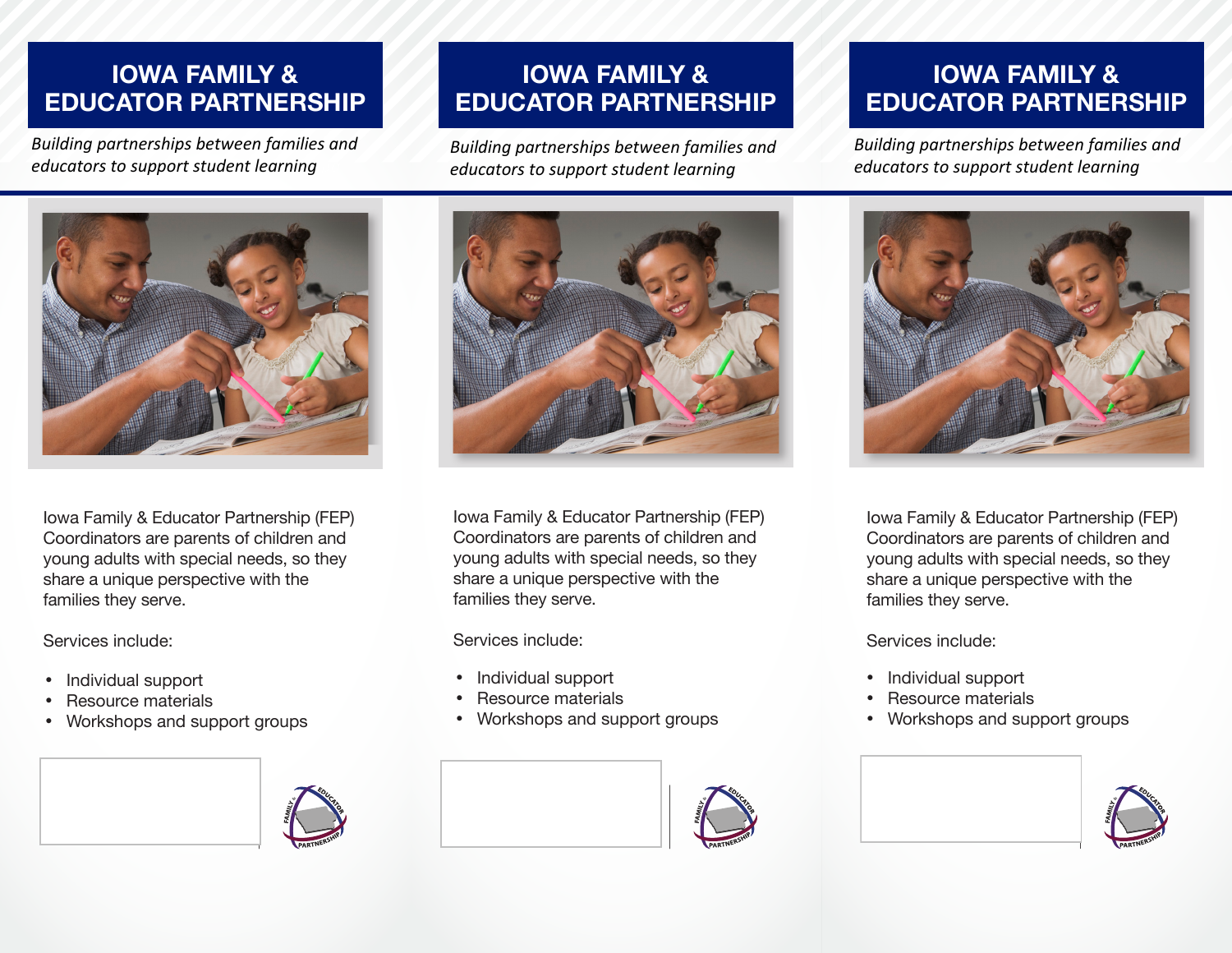# IOWA FAMILY & EDUCATOR PARTNERSHIP

*Building partnerships between families and educators to support student learning*

Iowa Family & Educator Partnership (FEP) Coordinators are parents of children and young adults with special needs, so they share a unique perspective with the families they serve.

Services include:

- Individual support
- Resource materials
- Workshops and support groups

# IOWA FAMILY & EDUCATOR PARTNERSHIP

*Building partnerships between families and educators to support student learning*

Iowa Family & Educator Partnership (FEP) Coordinators are parents of children and young adults with special needs, so they share a unique perspective with the families they serve.

Services include:

- Individual support
- Resource materials
- Workshops and support groups

# IOWA FAMILY & EDUCATOR PARTNERSHIP

*Building partnerships between families and educators to support student learning*

Iowa Family & Educator Partnership (FEP) Coordinators are parents of children and young adults with special needs, so they share a unique perspective with the families they serve.

Services include:

- Individual support
- Resource materials
- Workshops and support groups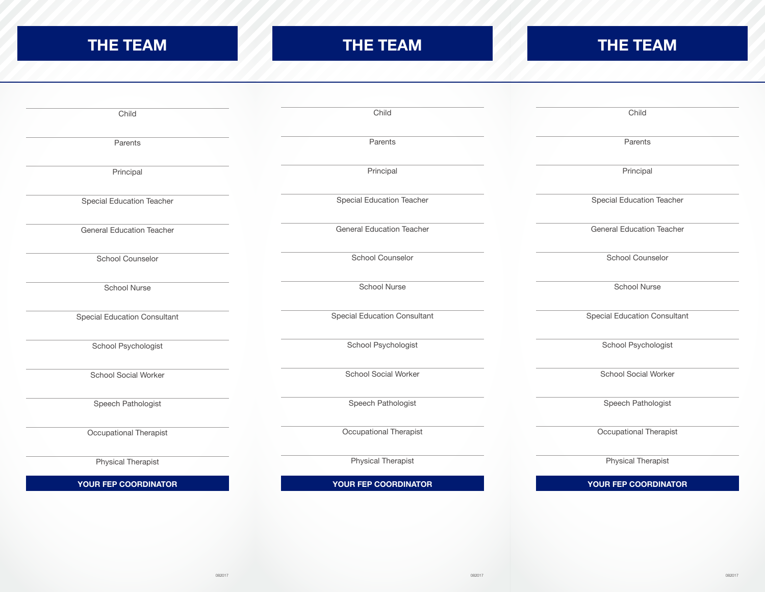## THE TEAM

Child

Parents

Principal

Special Education Teacher

General Education Teacher

School Counselor

School Nurse

Special Education Consultant

School Psychologist

School Social Worker

Speech Pathologist

Occupational Therapist

Physical Therapist

**YOUR FEP COORDINATOR**

082017

## THE TEAM

Child

Parents

Principal

Special Education Teacher

General Education Teacher

School Counselor

School Nurse

Special Education Consultant

School Psychologist

School Social Worker

Speech Pathologist

Occupational Therapist

Physical Therapist

**YOUR FEP COORDINATOR**

082017

## THE TEAM

Child

Parents

Principal

Special Education Teacher

General Education Teacher

School Counselor

School Nurse

Special Education Consultant

School Psychologist

School Social Worker

Speech Pathologist

Occupational Therapist

Physical Therapist

**YOUR FEP COORDINATOR**

082017